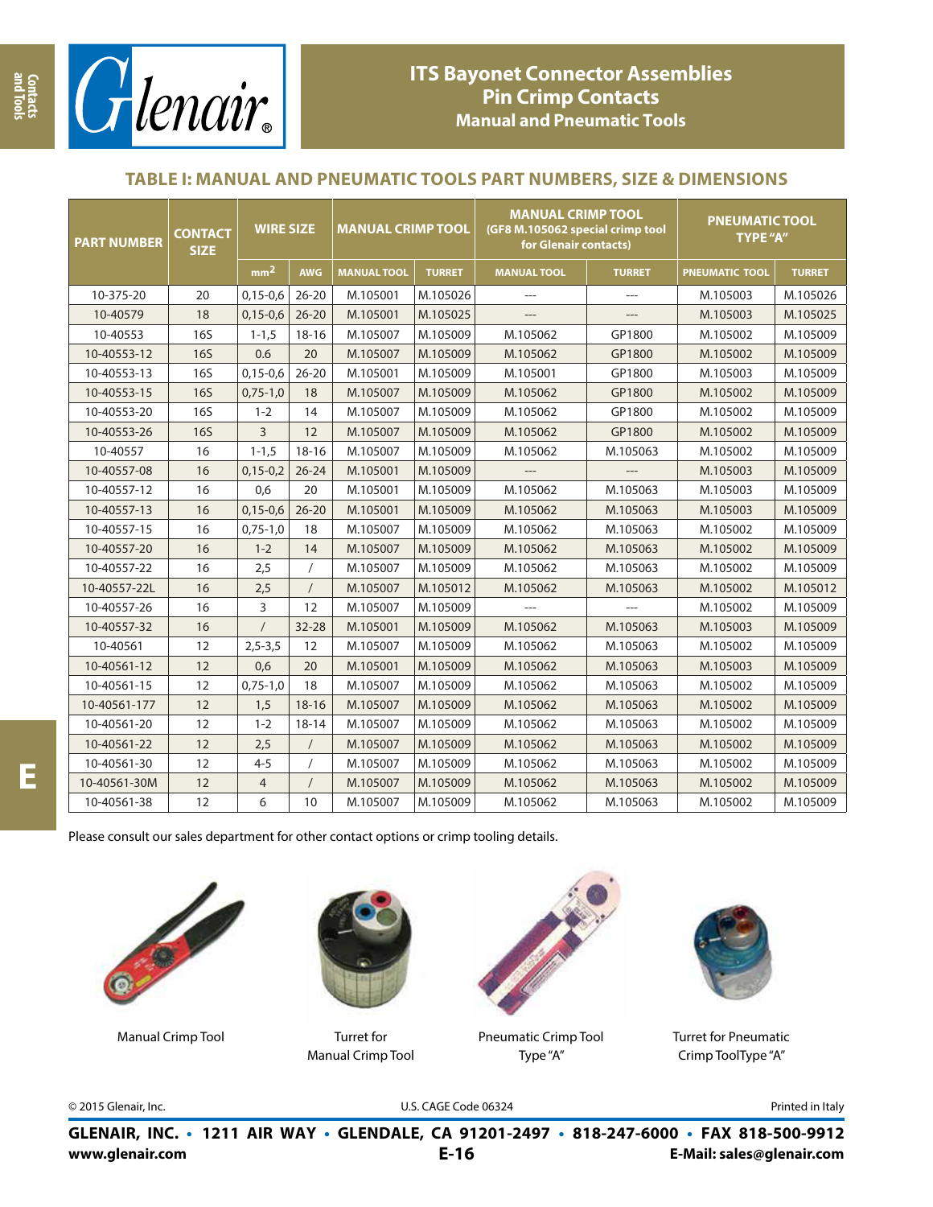# ITS Bayonet Connector Assemblies
## Pin Crimp Contacts
### Manual and Pneumatic Tools

## TABLE I: MANUAL AND PNEUMATIC TOOLS PART NUMBERS, SIZE & DIMENSIONS

| PART NUMBER | CONTACT SIZE | WIRE SIZE | | MANUAL CRIMP TOOL | | MANUAL CRIMP TOOL (GF8 M.105062 special crimp tool for Glenair contacts) | | PNEUMATIC TOOL TYPE "A" | |
|---|---|---|---|---|---|---|---|---|---|
| | | mm² | AWG | MANUAL TOOL | TURRET | MANUAL TOOL | TURRET | PNEUMATIC TOOL | TURRET |
| 10-375-20 | 20 | 0,15-0,6 | 26-20 | M.105001 | M.105026 | --- | --- | M.105003 | M.105026 |
| 10-40579 | 18 | 0,15-0,6 | 26-20 | M.105001 | M.105025 | --- | --- | M.105003 | M.105025 |
| 10-40553 | 16S | 1-1,5 | 18-16 | M.105007 | M.105009 | M.105062 | GP1800 | M.105002 | M.105009 |
| 10-40553-12 | 16S | 0.6 | 20 | M.105007 | M.105009 | M.105062 | GP1800 | M.105002 | M.105009 |
| 10-40553-13 | 16S | 0,15-0,6 | 26-20 | M.105001 | M.105009 | M.105001 | GP1800 | M.105003 | M.105009 |
| 10-40553-15 | 16S | 0,75-1,0 | 18 | M.105007 | M.105009 | M.105062 | GP1800 | M.105002 | M.105009 |
| 10-40553-20 | 16S | 1-2 | 14 | M.105007 | M.105009 | M.105062 | GP1800 | M.105002 | M.105009 |
| 10-40553-26 | 16S | 3 | 12 | M.105007 | M.105009 | M.105062 | GP1800 | M.105002 | M.105009 |
| 10-40557 | 16 | 1-1,5 | 18-16 | M.105007 | M.105009 | M.105062 | M.105063 | M.105002 | M.105009 |
| 10-40557-08 | 16 | 0,15-0,2 | 26-24 | M.105001 | M.105009 | --- | --- | M.105003 | M.105009 |
| 10-40557-12 | 16 | 0,6 | 20 | M.105001 | M.105009 | M.105062 | M.105063 | M.105003 | M.105009 |
| 10-40557-13 | 16 | 0,15-0,6 | 26-20 | M.105001 | M.105009 | M.105062 | M.105063 | M.105003 | M.105009 |
| 10-40557-15 | 16 | 0,75-1,0 | 18 | M.105007 | M.105009 | M.105062 | M.105063 | M.105002 | M.105009 |
| 10-40557-20 | 16 | 1-2 | 14 | M.105007 | M.105009 | M.105062 | M.105063 | M.105002 | M.105009 |
| 10-40557-22 | 16 | 2,5 | / | M.105007 | M.105009 | M.105062 | M.105063 | M.105002 | M.105009 |
| 10-40557-22L | 16 | 2,5 | / | M.105007 | M.105012 | M.105062 | M.105063 | M.105002 | M.105012 |
| 10-40557-26 | 16 | 3 | 12 | M.105007 | M.105009 | --- | --- | M.105002 | M.105009 |
| 10-40557-32 | 16 | / | 32-28 | M.105001 | M.105009 | M.105062 | M.105063 | M.105003 | M.105009 |
| 10-40561 | 12 | 2,5-3,5 | 12 | M.105007 | M.105009 | M.105062 | M.105063 | M.105002 | M.105009 |
| 10-40561-12 | 12 | 0,6 | 20 | M.105001 | M.105009 | M.105062 | M.105063 | M.105003 | M.105009 |
| 10-40561-15 | 12 | 0,75-1,0 | 18 | M.105007 | M.105009 | M.105062 | M.105063 | M.105002 | M.105009 |
| 10-40561-177 | 12 | 1,5 | 18-16 | M.105007 | M.105009 | M.105062 | M.105063 | M.105002 | M.105009 |
| 10-40561-20 | 12 | 1-2 | 18-14 | M.105007 | M.105009 | M.105062 | M.105063 | M.105002 | M.105009 |
| 10-40561-22 | 12 | 2,5 | / | M.105007 | M.105009 | M.105062 | M.105063 | M.105002 | M.105009 |
| 10-40561-30 | 12 | 4-5 | / | M.105007 | M.105009 | M.105062 | M.105063 | M.105002 | M.105009 |
| 10-40561-30M | 12 | 4 | / | M.105007 | M.105009 | M.105062 | M.105063 | M.105002 | M.105009 |
| 10-40561-38 | 12 | 6 | 10 | M.105007 | M.105009 | M.105062 | M.105063 | M.105002 | M.105009 |

Please consult our sales department for other contact options or crimp tooling details.

Manual Crimp Tool

Turret for Manual Crimp Tool

Pneumatic Crimp Tool Type "A"

Turret for Pneumatic Crimp ToolType "A"

© 2015 Glenair, Inc. U.S. CAGE Code 06324 Printed in Italy

**GLENAIR, INC. • 1211 AIR WAY • GLENDALE, CA 91201-2497 • 818-247-6000 • FAX 818-500-9912**

**www.glenair.com** **E-Mail: sales@glenair.com**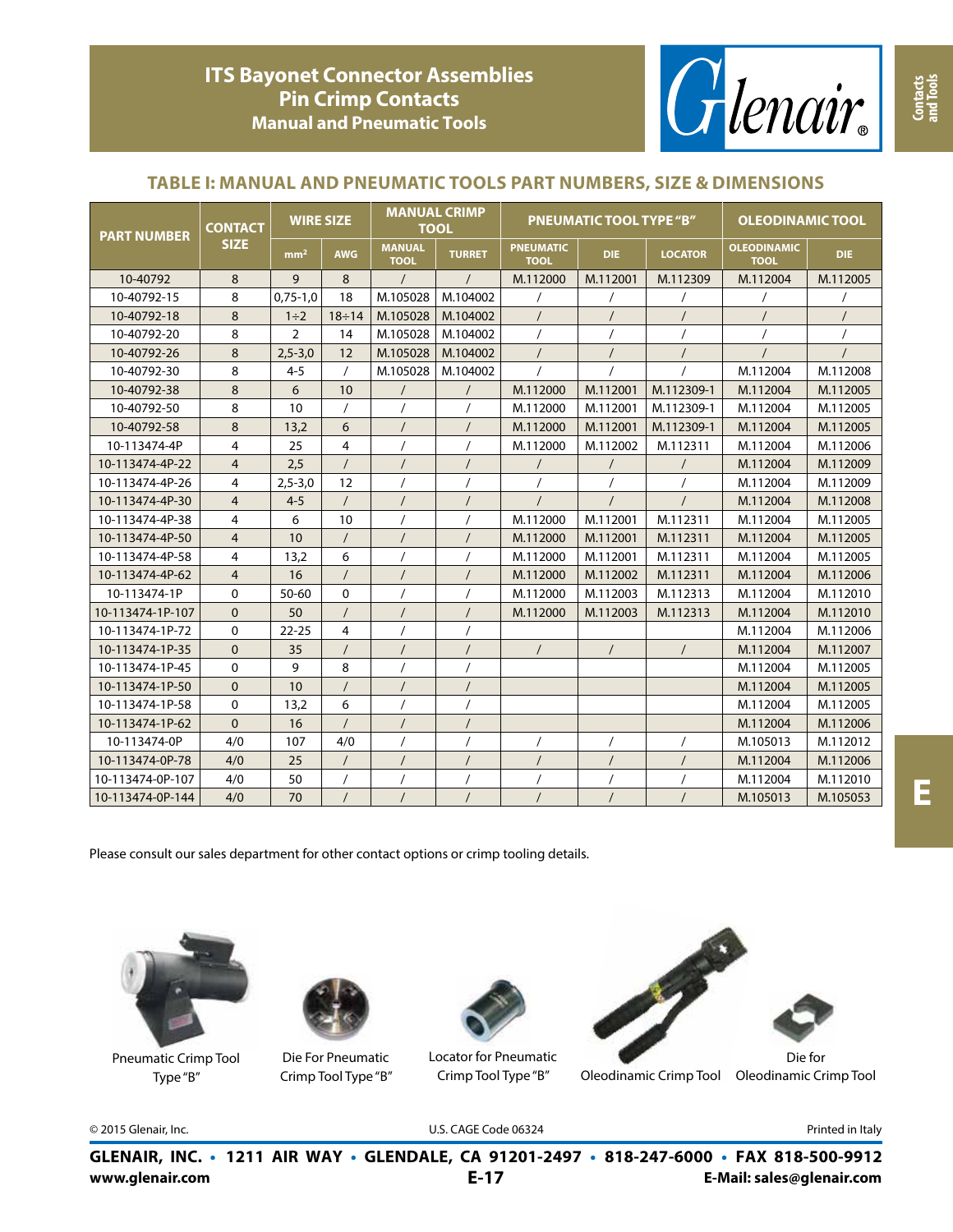# ITS Bayonet Connector Assemblies
## Pin Crimp Contacts
### Manual and Pneumatic Tools

## TABLE I: MANUAL AND PNEUMATIC TOOLS PART NUMBERS, SIZE & DIMENSIONS

| PART NUMBER | CONTACT SIZE | WIRE SIZE | | MANUAL CRIMP TOOL | | PNEUMATIC TOOL TYPE "B" | | | OLEODINAMIC TOOL | |
|---|---|---|---|---|---|---|---|---|---|---|
| | | mm² | AWG | MANUAL TOOL | TURRET | PNEUMATIC TOOL | DIE | LOCATOR | OLEODINAMIC TOOL | DIE |
| 10-40792 | 8 | 9 | 8 | / | / | M.112000 | M.112001 | M.112309 | M.112004 | M.112005 |
| 10-40792-15 | 8 | 0,75-1,0 | 18 | M.105028 | M.104002 | / | / | / | / | / |
| 10-40792-18 | 8 | 1÷2 | 18÷14 | M.105028 | M.104002 | / | / | / | / | / |
| 10-40792-20 | 8 | 2 | 14 | M.105028 | M.104002 | / | / | / | / | / |
| 10-40792-26 | 8 | 2,5-3,0 | 12 | M.105028 | M.104002 | / | / | / | / | / |
| 10-40792-30 | 8 | 4-5 | / | M.105028 | M.104002 | / | / | / | M.112004 | M.112008 |
| 10-40792-38 | 8 | 6 | 10 | / | / | M.112000 | M.112001 | M.112309-1 | M.112004 | M.112005 |
| 10-40792-50 | 8 | 10 | / | / | / | M.112000 | M.112001 | M.112309-1 | M.112004 | M.112005 |
| 10-40792-58 | 8 | 13,2 | 6 | / | / | M.112000 | M.112001 | M.112309-1 | M.112004 | M.112005 |
| 10-113474-4P | 4 | 25 | 4 | / | / | M.112000 | M.112002 | M.112311 | M.112004 | M.112006 |
| 10-113474-4P-22 | 4 | 2,5 | / | / | / | / | / | / | M.112004 | M.112009 |
| 10-113474-4P-26 | 4 | 2,5-3,0 | 12 | / | / | / | / | / | M.112004 | M.112009 |
| 10-113474-4P-30 | 4 | 4-5 | / | / | / | / | / | / | M.112004 | M.112008 |
| 10-113474-4P-38 | 4 | 6 | 10 | / | / | M.112000 | M.112001 | M.112311 | M.112004 | M.112005 |
| 10-113474-4P-50 | 4 | 10 | / | / | / | M.112000 | M.112001 | M.112311 | M.112004 | M.112005 |
| 10-113474-4P-58 | 4 | 13,2 | 6 | / | / | M.112000 | M.112001 | M.112311 | M.112004 | M.112005 |
| 10-113474-4P-62 | 4 | 16 | / | / | / | M.112000 | M.112002 | M.112311 | M.112004 | M.112006 |
| 10-113474-1P | 0 | 50-60 | 0 | / | / | M.112000 | M.112003 | M.112313 | M.112004 | M.112010 |
| 10-113474-1P-107 | 0 | 50 | / | / | / | M.112000 | M.112003 | M.112313 | M.112004 | M.112010 |
| 10-113474-1P-72 | 0 | 22-25 | 4 | / | / | | | | M.112004 | M.112006 |
| 10-113474-1P-35 | 0 | 35 | / | / | / | / | / | / | M.112004 | M.112007 |
| 10-113474-1P-45 | 0 | 9 | 8 | / | / | | | | M.112004 | M.112005 |
| 10-113474-1P-50 | 0 | 10 | / | / | / | | | | M.112004 | M.112005 |
| 10-113474-1P-58 | 0 | 13,2 | 6 | / | / | | | | M.112004 | M.112005 |
| 10-113474-1P-62 | 0 | 16 | / | / | / | | | | M.112004 | M.112006 |
| 10-113474-0P | 4/0 | 107 | 4/0 | / | / | / | / | / | M.105013 | M.112012 |
| 10-113474-0P-78 | 4/0 | 25 | / | / | / | / | / | / | M.112004 | M.112006 |
| 10-113474-0P-107 | 4/0 | 50 | / | / | / | / | / | / | M.112004 | M.112010 |
| 10-113474-0P-144 | 4/0 | 70 | / | / | / | / | / | / | M.105013 | M.105053 |

Please consult our sales department for other contact options or crimp tooling details.

Pneumatic Crimp Tool Type "B"

Die For Pneumatic Crimp Tool Type "B"

Locator for Pneumatic Crimp Tool Type "B"

Oleodinamic Crimp Tool

Die for Oleodinamic Crimp Tool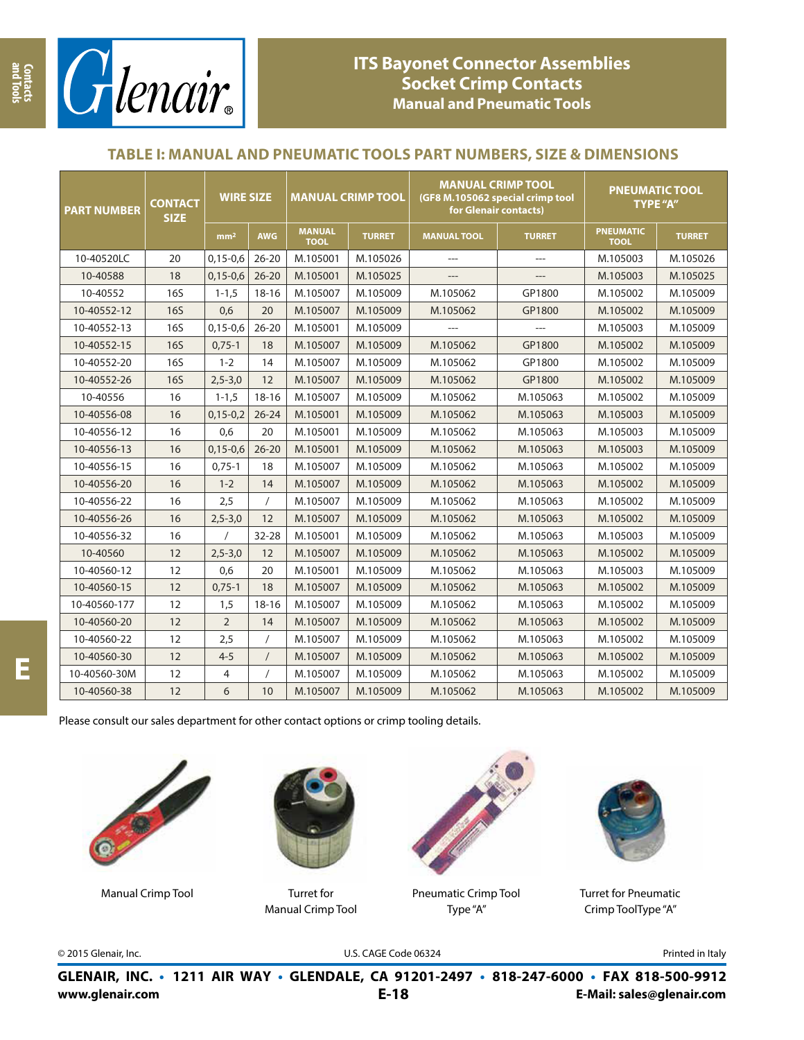# ITS Bayonet Connector Assemblies
## Socket Crimp Contacts
### Manual and Pneumatic Tools

## TABLE I: MANUAL AND PNEUMATIC TOOLS PART NUMBERS, SIZE & DIMENSIONS

| PART NUMBER | CONTACT SIZE | WIRE SIZE | | MANUAL CRIMP TOOL | | MANUAL CRIMP TOOL (GF8 M.105062 special crimp tool for Glenair contacts) | | PNEUMATIC TOOL TYPE "A" | |
|---|---|---|---|---|---|---|---|---|---|
| | | mm² | AWG | MANUAL TOOL | TURRET | MANUAL TOOL | TURRET | PNEUMATIC TOOL | TURRET |
| 10-40520LC | 20 | 0,15-0,6 | 26-20 | M.105001 | M.105026 | --- | --- | M.105003 | M.105026 |
| 10-40588 | 18 | 0,15-0,6 | 26-20 | M.105001 | M.105025 | --- | --- | M.105003 | M.105025 |
| 10-40552 | 16S | 1-1,5 | 18-16 | M.105007 | M.105009 | M.105062 | GP1800 | M.105002 | M.105009 |
| 10-40552-12 | 16S | 0,6 | 20 | M.105007 | M.105009 | M.105062 | GP1800 | M.105002 | M.105009 |
| 10-40552-13 | 16S | 0,15-0,6 | 26-20 | M.105001 | M.105009 | --- | --- | M.105003 | M.105009 |
| 10-40552-15 | 16S | 0,75-1 | 18 | M.105007 | M.105009 | M.105062 | GP1800 | M.105002 | M.105009 |
| 10-40552-20 | 16S | 1-2 | 14 | M.105007 | M.105009 | M.105062 | GP1800 | M.105002 | M.105009 |
| 10-40552-26 | 16S | 2,5-3,0 | 12 | M.105007 | M.105009 | M.105062 | GP1800 | M.105002 | M.105009 |
| 10-40556 | 16 | 1-1,5 | 18-16 | M.105007 | M.105009 | M.105062 | M.105063 | M.105002 | M.105009 |
| 10-40556-08 | 16 | 0,15-0,2 | 26-24 | M.105001 | M.105009 | M.105062 | M.105063 | M.105003 | M.105009 |
| 10-40556-12 | 16 | 0,6 | 20 | M.105001 | M.105009 | M.105062 | M.105063 | M.105003 | M.105009 |
| 10-40556-13 | 16 | 0,15-0,6 | 26-20 | M.105001 | M.105009 | M.105062 | M.105063 | M.105003 | M.105009 |
| 10-40556-15 | 16 | 0,75-1 | 18 | M.105007 | M.105009 | M.105062 | M.105063 | M.105002 | M.105009 |
| 10-40556-20 | 16 | 1-2 | 14 | M.105007 | M.105009 | M.105062 | M.105063 | M.105002 | M.105009 |
| 10-40556-22 | 16 | 2,5 | / | M.105007 | M.105009 | M.105062 | M.105063 | M.105002 | M.105009 |
| 10-40556-26 | 16 | 2,5-3,0 | 12 | M.105007 | M.105009 | M.105062 | M.105063 | M.105002 | M.105009 |
| 10-40556-32 | 16 | / | 32-28 | M.105001 | M.105009 | M.105062 | M.105063 | M.105003 | M.105009 |
| 10-40560 | 12 | 2,5-3,0 | 12 | M.105007 | M.105009 | M.105062 | M.105063 | M.105002 | M.105009 |
| 10-40560-12 | 12 | 0,6 | 20 | M.105001 | M.105009 | M.105062 | M.105063 | M.105003 | M.105009 |
| 10-40560-15 | 12 | 0,75-1 | 18 | M.105007 | M.105009 | M.105062 | M.105063 | M.105002 | M.105009 |
| 10-40560-177 | 12 | 1,5 | 18-16 | M.105007 | M.105009 | M.105062 | M.105063 | M.105002 | M.105009 |
| 10-40560-20 | 12 | 2 | 14 | M.105007 | M.105009 | M.105062 | M.105063 | M.105002 | M.105009 |
| 10-40560-22 | 12 | 2,5 | / | M.105007 | M.105009 | M.105062 | M.105063 | M.105002 | M.105009 |
| 10-40560-30 | 12 | 4-5 | / | M.105007 | M.105009 | M.105062 | M.105063 | M.105002 | M.105009 |
| 10-40560-30M | 12 | 4 | / | M.105007 | M.105009 | M.105062 | M.105063 | M.105002 | M.105009 |
| 10-40560-38 | 12 | 6 | 10 | M.105007 | M.105009 | M.105062 | M.105063 | M.105002 | M.105009 |

Please consult our sales department for other contact options or crimp tooling details.

Manual Crimp Tool

Turret for Manual Crimp Tool

Pneumatic Crimp Tool Type "A"

Turret for Pneumatic Crimp ToolType "A"

© 2015 Glenair, Inc. U.S. CAGE Code 06324 Printed in Italy

**GLENAIR, INC. • 1211 AIR WAY • GLENDALE, CA 91201-2497 • 818-247-6000 • FAX 818-500-9912**
**www.glenair.com** **E-Mail: sales@glenair.com**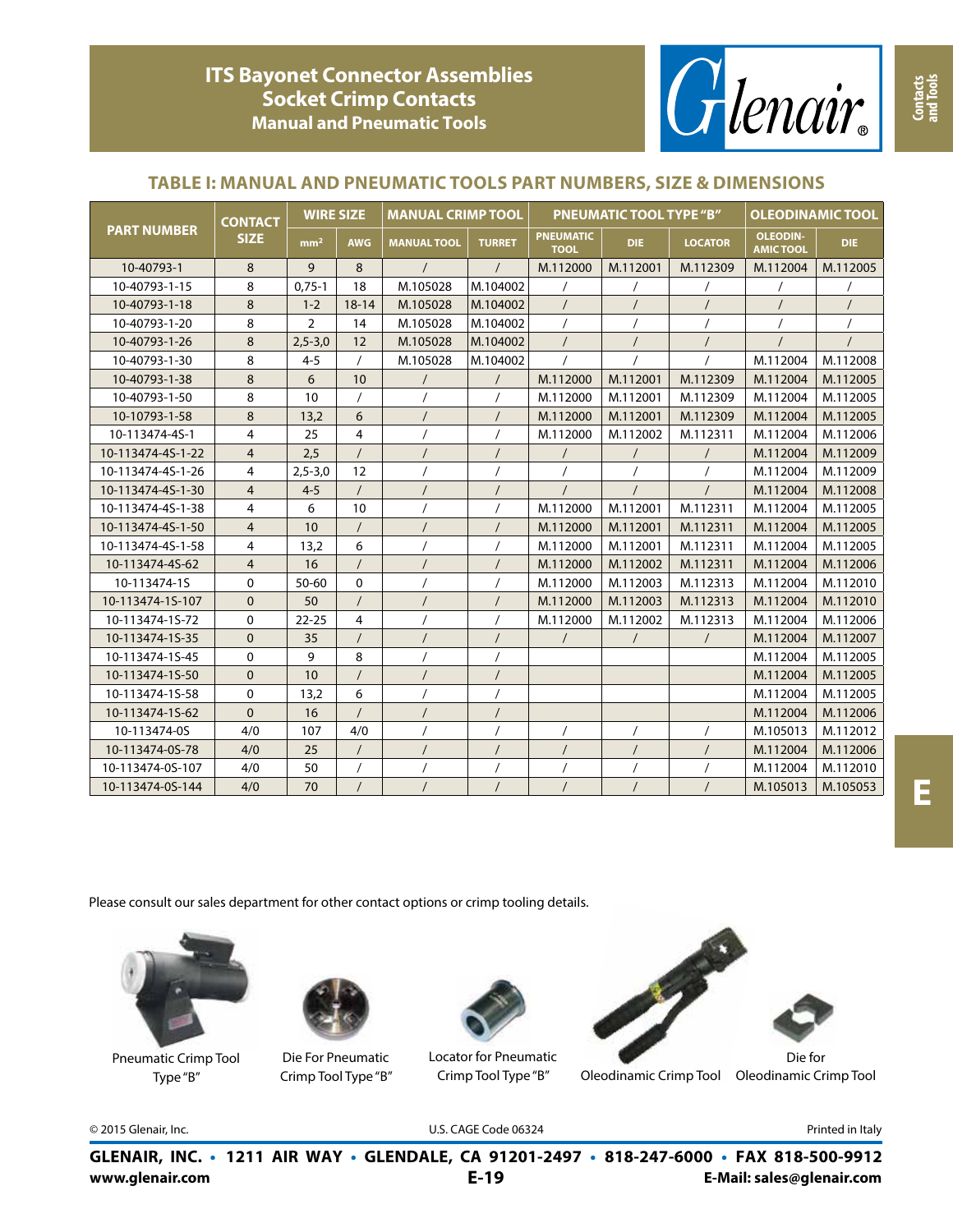# ITS Bayonet Connector Assemblies
## Socket Crimp Contacts
### Manual and Pneumatic Tools

## TABLE I: MANUAL AND PNEUMATIC TOOLS PART NUMBERS, SIZE & DIMENSIONS

| PART NUMBER | CONTACT SIZE | WIRE SIZE | | MANUAL CRIMP TOOL | | PNEUMATIC TOOL TYPE "B" | | | OLEODINAMIC TOOL | |
|---|---|---|---|---|---|---|---|---|---|---|
| | | mm² | AWG | MANUAL TOOL | TURRET | PNEUMATIC TOOL | DIE | LOCATOR | OLEODIN-AMIC TOOL | DIE |
| 10-40793-1 | 8 | 9 | 8 | / | / | M.112000 | M.112001 | M.112309 | M.112004 | M.112005 |
| 10-40793-1-15 | 8 | 0,75-1 | 18 | M.105028 | M.104002 | / | / | / | / | / |
| 10-40793-1-18 | 8 | 1-2 | 18-14 | M.105028 | M.104002 | / | / | / | / | / |
| 10-40793-1-20 | 8 | 2 | 14 | M.105028 | M.104002 | / | / | / | / | / |
| 10-40793-1-26 | 8 | 2,5-3,0 | 12 | M.105028 | M.104002 | / | / | / | / | / |
| 10-40793-1-30 | 8 | 4-5 | / | M.105028 | M.104002 | / | / | / | M.112004 | M.112008 |
| 10-40793-1-38 | 8 | 6 | 10 | / | / | M.112000 | M.112001 | M.112309 | M.112004 | M.112005 |
| 10-40793-1-50 | 8 | 10 | / | / | / | M.112000 | M.112001 | M.112309 | M.112004 | M.112005 |
| 10-10793-1-58 | 8 | 13,2 | 6 | / | / | M.112000 | M.112001 | M.112309 | M.112004 | M.112005 |
| 10-113474-4S-1 | 4 | 25 | 4 | / | / | M.112000 | M.112002 | M.112311 | M.112004 | M.112006 |
| 10-113474-4S-1-22 | 4 | 2,5 | / | / | / | / | / | / | M.112004 | M.112009 |
| 10-113474-4S-1-26 | 4 | 2,5-3,0 | 12 | / | / | / | / | / | M.112004 | M.112009 |
| 10-113474-4S-1-30 | 4 | 4-5 | / | / | / | / | / | / | M.112004 | M.112008 |
| 10-113474-4S-1-38 | 4 | 6 | 10 | / | / | M.112000 | M.112001 | M.112311 | M.112004 | M.112005 |
| 10-113474-4S-1-50 | 4 | 10 | / | / | / | M.112000 | M.112001 | M.112311 | M.112004 | M.112005 |
| 10-113474-4S-1-58 | 4 | 13,2 | 6 | / | / | M.112000 | M.112001 | M.112311 | M.112004 | M.112005 |
| 10-113474-4S-62 | 4 | 16 | / | / | / | M.112000 | M.112002 | M.112311 | M.112004 | M.112006 |
| 10-113474-1S | 0 | 50-60 | 0 | / | / | M.112000 | M.112003 | M.112313 | M.112004 | M.112010 |
| 10-113474-1S-107 | 0 | 50 | / | / | / | M.112000 | M.112003 | M.112313 | M.112004 | M.112010 |
| 10-113474-1S-72 | 0 | 22-25 | 4 | / | / | M.112000 | M.112002 | M.112313 | M.112004 | M.112006 |
| 10-113474-1S-35 | 0 | 35 | / | / | / | / | / | / | M.112004 | M.112007 |
| 10-113474-1S-45 | 0 | 9 | 8 | / | / | | | | M.112004 | M.112005 |
| 10-113474-1S-50 | 0 | 10 | / | / | / | | | | M.112004 | M.112005 |
| 10-113474-1S-58 | 0 | 13,2 | 6 | / | / | | | | M.112004 | M.112005 |
| 10-113474-1S-62 | 0 | 16 | / | / | / | | | | M.112004 | M.112006 |
| 10-113474-0S | 4/0 | 107 | 4/0 | / | / | / | / | / | M.105013 | M.112012 |
| 10-113474-0S-78 | 4/0 | 25 | / | / | / | / | / | / | M.112004 | M.112006 |
| 10-113474-0S-107 | 4/0 | 50 | / | / | / | / | / | / | M.112004 | M.112010 |
| 10-113474-0S-144 | 4/0 | 70 | / | / | / | / | / | / | M.105013 | M.105053 |

Please consult our sales department for other contact options or crimp tooling details.

Pneumatic Crimp Tool Type "B"

Die For Pneumatic Crimp Tool Type "B"

Locator for Pneumatic Crimp Tool Type "B"

Oleodinamic Crimp Tool

Die for Oleodinamic Crimp Tool

© 2015 Glenair, Inc. U.S. CAGE Code 06324 Printed in Italy

GLENAIR, INC. • 1211 AIR WAY • GLENDALE, CA 91201-2497 • 818-247-6000 • FAX 818-500-9912
www.glenair.com E-Mail: sales@glenair.com